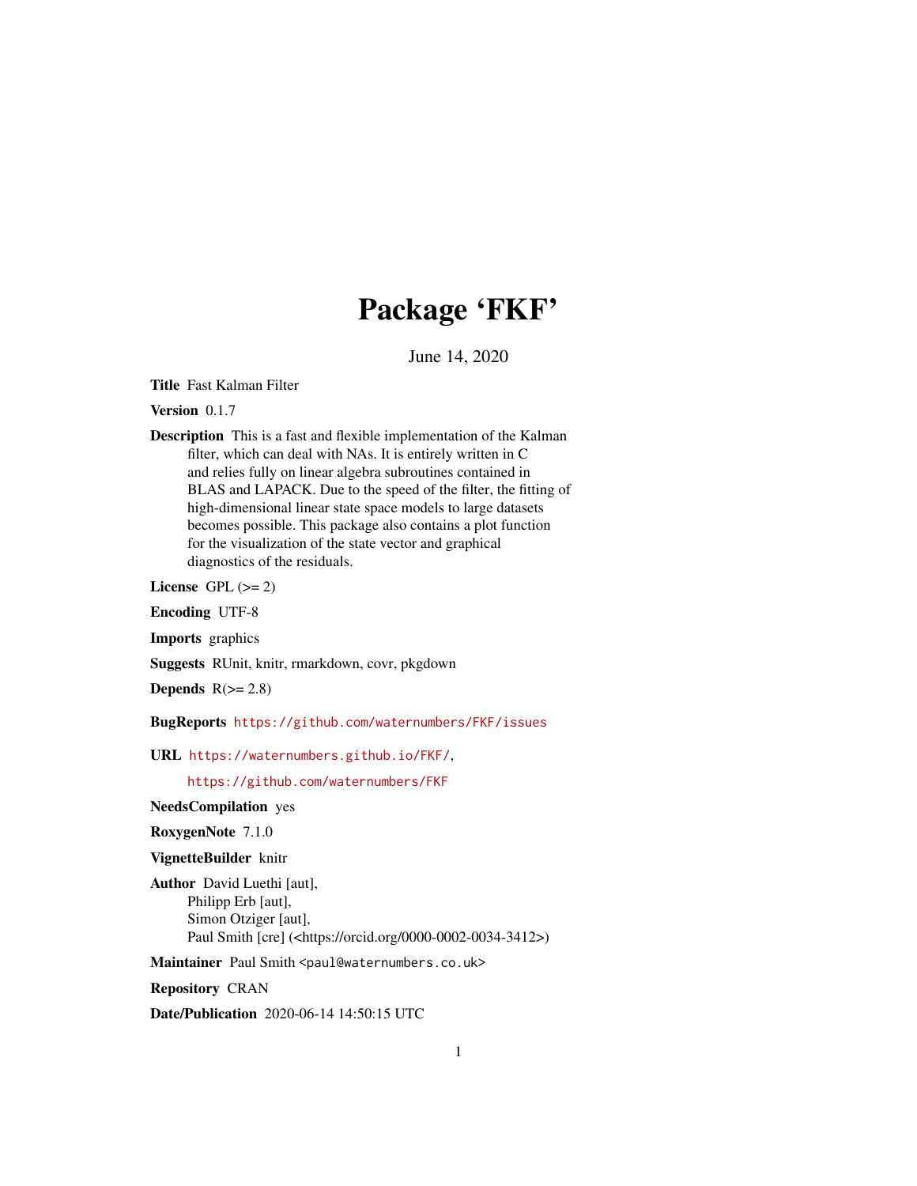# Package 'FKF'

June 14, 2020

**Title** Fast Kalman Filter

**Version** 0.1.7

**Description** This is a fast and flexible implementation of the Kalman filter, which can deal with NAs. It is entirely written in C and relies fully on linear algebra subroutines contained in BLAS and LAPACK. Due to the speed of the filter, the fitting of high-dimensional linear state space models to large datasets becomes possible. This package also contains a plot function for the visualization of the state vector and graphical diagnostics of the residuals.

**License** GPL (>= 2)

**Encoding** UTF-8

**Imports** graphics

**Suggests** RUnit, knitr, rmarkdown, covr, pkgdown

**Depends** R(>= 2.8)

**BugReports** https://github.com/waternumbers/FKF/issues

**URL** https://waternumbers.github.io/FKF/,
https://github.com/waternumbers/FKF

**NeedsCompilation** yes

**RoxygenNote** 7.1.0

**VignetteBuilder** knitr

**Author** David Luethi [aut],
Philipp Erb [aut],
Simon Otziger [aut],
Paul Smith [cre] (<https://orcid.org/0000-0002-0034-3412>)

**Maintainer** Paul Smith <paul@waternumbers.co.uk>

**Repository** CRAN

**Date/Publication** 2020-06-14 14:50:15 UTC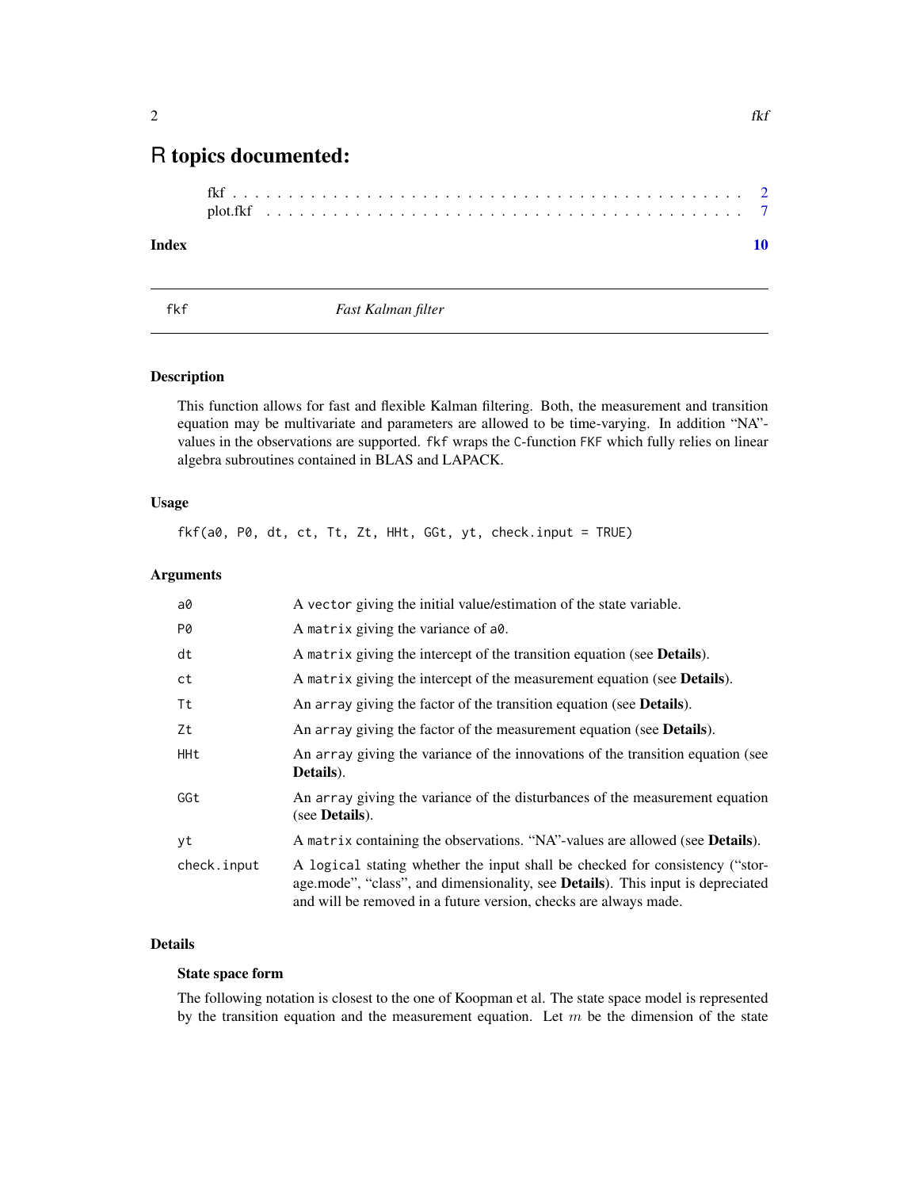# R topics documented:

fkf . . . . . . . . . . . . . . . . . . . . . . . . . . . . . . . . . . . . . . . . . . . . . 2
plot.fkf . . . . . . . . . . . . . . . . . . . . . . . . . . . . . . . . . . . . . . . . . . . 7

**Index** **10**

---

fkf *Fast Kalman filter*

---

### Description

This function allows for fast and flexible Kalman filtering. Both, the measurement and transition equation may be multivariate and parameters are allowed to be time-varying. In addition "NA"-values in the observations are supported. `fkf` wraps the `C`-function `FKF` which fully relies on linear algebra subroutines contained in BLAS and LAPACK.

### Usage

```
fkf(a0, P0, dt, ct, Tt, Zt, HHt, GGt, yt, check.input = TRUE)
```

### Arguments

| | |
|---|---|
| `a0` | A `vector` giving the initial value/estimation of the state variable. |
| `P0` | A `matrix` giving the variance of `a0`. |
| `dt` | A `matrix` giving the intercept of the transition equation (see **Details**). |
| `ct` | A `matrix` giving the intercept of the measurement equation (see **Details**). |
| `Tt` | An `array` giving the factor of the transition equation (see **Details**). |
| `Zt` | An `array` giving the factor of the measurement equation (see **Details**). |
| `HHt` | An `array` giving the variance of the innovations of the transition equation (see **Details**). |
| `GGt` | An `array` giving the variance of the disturbances of the measurement equation (see **Details**). |
| `yt` | A `matrix` containing the observations. "NA"-values are allowed (see **Details**). |
| `check.input` | A `logical` stating whether the input shall be checked for consistency ("storage.mode", "class", and dimensionality, see **Details**). This input is depreciated and will be removed in a future version, checks are always made. |

### Details

#### State space form

The following notation is closest to the one of Koopman et al. The state space model is represented by the transition equation and the measurement equation. Let $m$ be the dimension of the state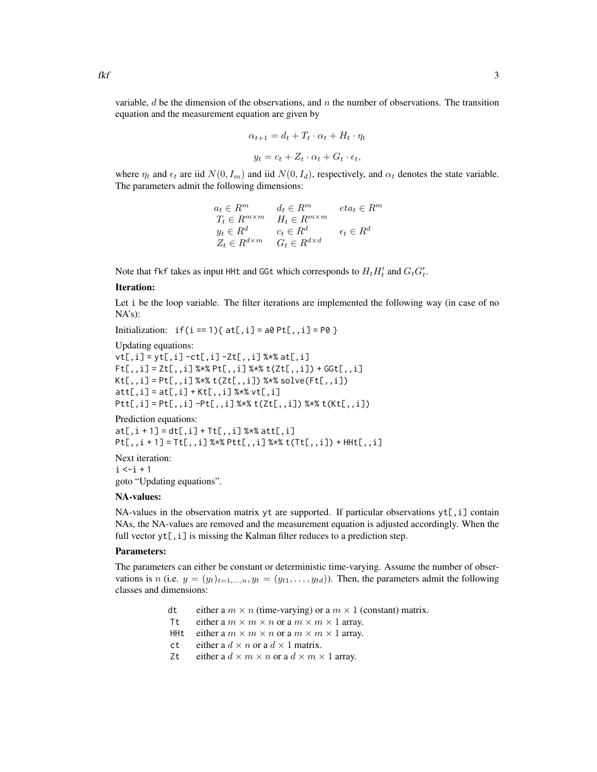variable, $d$ be the dimension of the observations, and $n$ the number of observations. The transition equation and the measurement equation are given by

$$\alpha_{t+1} = d_t + T_t \cdot \alpha_t + H_t \cdot \eta_t$$

$$y_t = c_t + Z_t \cdot \alpha_t + G_t \cdot \epsilon_t,$$

where $\eta_t$ and $\epsilon_t$ are iid $N(0, I_m)$ and iid $N(0, I_d)$, respectively, and $\alpha_t$ denotes the state variable. The parameters admit the following dimensions:

| | | |
|---|---|---|
| $a_t \in R^m$ | $d_t \in R^m$ | $eta_t \in R^m$ |
| $T_t \in R^{m \times m}$ | $H_t \in R^{m \times m}$ | |
| $y_t \in R^d$ | $c_t \in R^d$ | $\epsilon_t \in R^d$ |
| $Z_t \in R^{d \times m}$ | $G_t \in R^{d \times d}$ | |

Note that fkf takes as input HHt and GGt which corresponds to $H_t H_t'$ and $G_t G_t'$.

**Iteration:**

Let i be the loop variable. The filter iterations are implemented the following way (in case of no NA's):

Initialization: `if(i == 1){ at[,i] = a0 Pt[,,i] = P0 }`

Updating equations:
```
vt[,i] = yt[,i] -ct[,i] -Zt[,,i] %*% at[,i]
Ft[,,i] = Zt[,,i] %*% Pt[,,i] %*% t(Zt[,,i]) + GGt[,,i]
Kt[,,i] = Pt[,,i] %*% t(Zt[,,i]) %*% solve(Ft[,,i])
att[,i] = at[,i] + Kt[,,i] %*% vt[,i]
Ptt[,i] = Pt[,,i] -Pt[,,i] %*% t(Zt[,,i]) %*% t(Kt[,,i])
```

Prediction equations:
```
at[,i + 1] = dt[,i] + Tt[,,i] %*% att[,i]
Pt[,,i + 1] = Tt[,,i] %*% Ptt[,,i] %*% t(Tt[,,i]) + HHt[,,i]
```

Next iteration:
```
i <-i + 1
```
goto "Updating equations".

**NA-values:**

NA-values in the observation matrix yt are supported. If particular observations yt[,i] contain NAs, the NA-values are removed and the measurement equation is adjusted accordingly. When the full vector yt[,i] is missing the Kalman filter reduces to a prediction step.

**Parameters:**

The parameters can either be constant or deterministic time-varying. Assume the number of observations is $n$ (i.e. $y = (y_t)_{t=1,\ldots,n}, y_t = (y_{t1}, \ldots, y_{td})$). Then, the parameters admit the following classes and dimensions:

| | |
|---|---|
| dt | either a $m \times n$ (time-varying) or a $m \times 1$ (constant) matrix. |
| Tt | either a $m \times m \times n$ or a $m \times m \times 1$ array. |
| HHt | either a $m \times m \times n$ or a $m \times m \times 1$ array. |
| ct | either a $d \times n$ or a $d \times 1$ matrix. |
| Zt | either a $d \times m \times n$ or a $d \times m \times 1$ array. |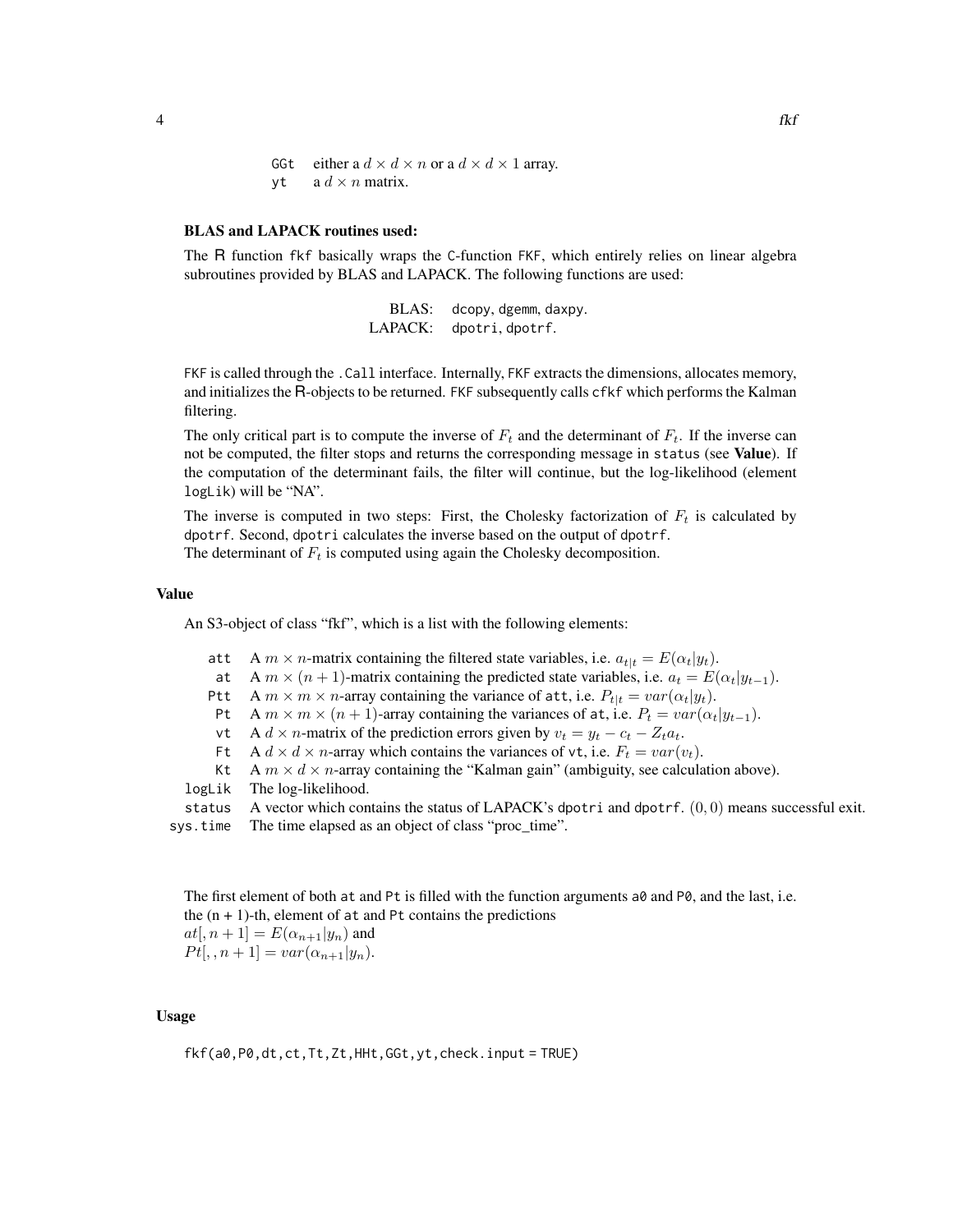| | |
|---|---|
| `GGt` | either a $d \times d \times n$ or a $d \times d \times 1$ array. |
| `yt` | a $d \times n$ matrix. |

### BLAS and LAPACK routines used:

The R function `fkf` basically wraps the C-function `FKF`, which entirely relies on linear algebra subroutines provided by BLAS and LAPACK. The following functions are used:

| | |
|---|---|
| BLAS: | `dcopy`, `dgemm`, `daxpy`. |
| LAPACK: | `dpotri`, `dpotrf`. |

`FKF` is called through the `.Call` interface. Internally, `FKF` extracts the dimensions, allocates memory, and initializes the R-objects to be returned. `FKF` subsequently calls `cfkf` which performs the Kalman filtering.

The only critical part is to compute the inverse of $F_t$ and the determinant of $F_t$. If the inverse can not be computed, the filter stops and returns the corresponding message in `status` (see **Value**). If the computation of the determinant fails, the filter will continue, but the log-likelihood (element `logLik`) will be "NA".

The inverse is computed in two steps: First, the Cholesky factorization of $F_t$ is calculated by `dpotrf`. Second, `dpotri` calculates the inverse based on the output of `dpotrf`.
The determinant of $F_t$ is computed using again the Cholesky decomposition.

## Value

An S3-object of class "fkf", which is a list with the following elements:

| | |
|---|---|
| `att` | A $m \times n$-matrix containing the filtered state variables, i.e. $a_{t\|t} = E(\alpha_t \| y_t)$. |
| `at` | A $m \times (n+1)$-matrix containing the predicted state variables, i.e. $a_t = E(\alpha_t \| y_{t-1})$. |
| `Ptt` | A $m \times m \times n$-array containing the variance of `att`, i.e. $P_{t\|t} = var(\alpha_t \| y_t)$. |
| `Pt` | A $m \times m \times (n+1)$-array containing the variances of `at`, i.e. $P_t = var(\alpha_t \| y_{t-1})$. |
| `vt` | A $d \times n$-matrix of the prediction errors given by $v_t = y_t - c_t - Z_t a_t$. |
| `Ft` | A $d \times d \times n$-array which contains the variances of `vt`, i.e. $F_t = var(v_t)$. |
| `Kt` | A $m \times d \times n$-array containing the "Kalman gain" (ambiguity, see calculation above). |
| `logLik` | The log-likelihood. |
| `status` | A vector which contains the status of LAPACK's `dpotri` and `dpotrf`. $(0, 0)$ means successful exit. |
| `sys.time` | The time elapsed as an object of class "proc_time". |

The first element of both `at` and `Pt` is filled with the function arguments `a0` and `P0`, and the last, i.e. the (n + 1)-th, element of `at` and `Pt` contains the predictions
$at[, n+1] = E(\alpha_{n+1} | y_n)$ and
$Pt[, , n+1] = var(\alpha_{n+1} | y_n)$.

## Usage

```
fkf(a0,P0,dt,ct,Tt,Zt,HHt,GGt,yt,check.input = TRUE)
```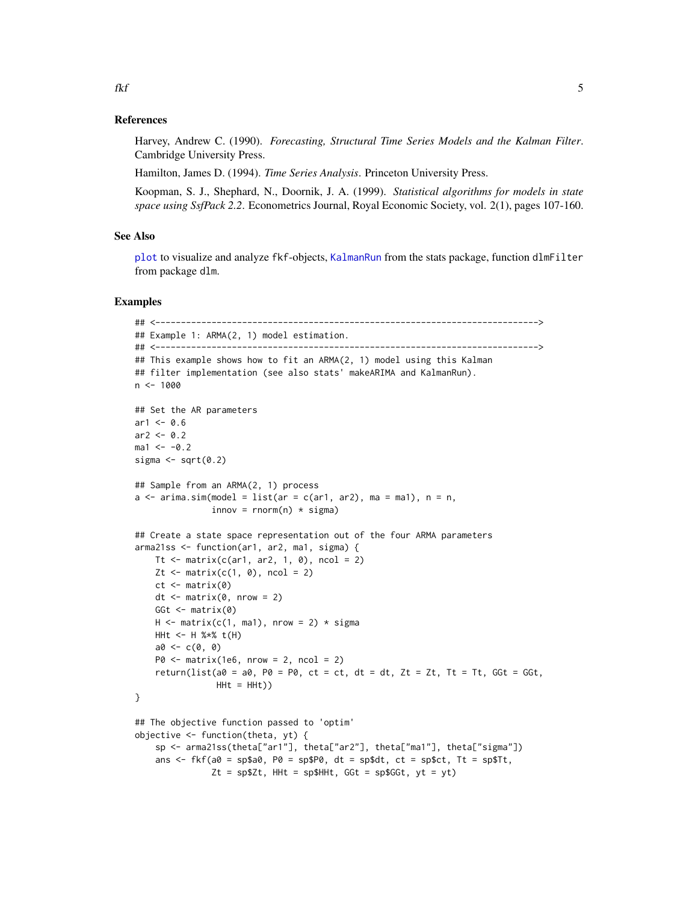### References

Harvey, Andrew C. (1990). *Forecasting, Structural Time Series Models and the Kalman Filter*. Cambridge University Press.

Hamilton, James D. (1994). *Time Series Analysis*. Princeton University Press.

Koopman, S. J., Shephard, N., Doornik, J. A. (1999). *Statistical algorithms for models in state space using SsfPack 2.2*. Econometrics Journal, Royal Economic Society, vol. 2(1), pages 107-160.

### See Also

plot to visualize and analyze fkf-objects, KalmanRun from the stats package, function dlmFilter from package dlm.

### Examples

```
## <-------------------------------------------------------------------------->
## Example 1: ARMA(2, 1) model estimation.
## <-------------------------------------------------------------------------->
## This example shows how to fit an ARMA(2, 1) model using this Kalman
## filter implementation (see also stats' makeARIMA and KalmanRun).
n <- 1000

## Set the AR parameters
ar1 <- 0.6
ar2 <- 0.2
ma1 <- -0.2
sigma <- sqrt(0.2)

## Sample from an ARMA(2, 1) process
a <- arima.sim(model = list(ar = c(ar1, ar2), ma = ma1), n = n,
               innov = rnorm(n) * sigma)

## Create a state space representation out of the four ARMA parameters
arma21ss <- function(ar1, ar2, ma1, sigma) {
    Tt <- matrix(c(ar1, ar2, 1, 0), ncol = 2)
    Zt <- matrix(c(1, 0), ncol = 2)
    ct <- matrix(0)
    dt <- matrix(0, nrow = 2)
    GGt <- matrix(0)
    H <- matrix(c(1, ma1), nrow = 2) * sigma
    HHt <- H %*% t(H)
    a0 <- c(0, 0)
    P0 <- matrix(1e6, nrow = 2, ncol = 2)
    return(list(a0 = a0, P0 = P0, ct = ct, dt = dt, Zt = Zt, Tt = Tt, GGt = GGt,
                HHt = HHt))
}

## The objective function passed to 'optim'
objective <- function(theta, yt) {
    sp <- arma21ss(theta["ar1"], theta["ar2"], theta["ma1"], theta["sigma"])
    ans <- fkf(a0 = sp$a0, P0 = sp$P0, dt = sp$dt, ct = sp$ct, Tt = sp$Tt,
               Zt = sp$Zt, HHt = sp$HHt, GGt = sp$GGt, yt = yt)
```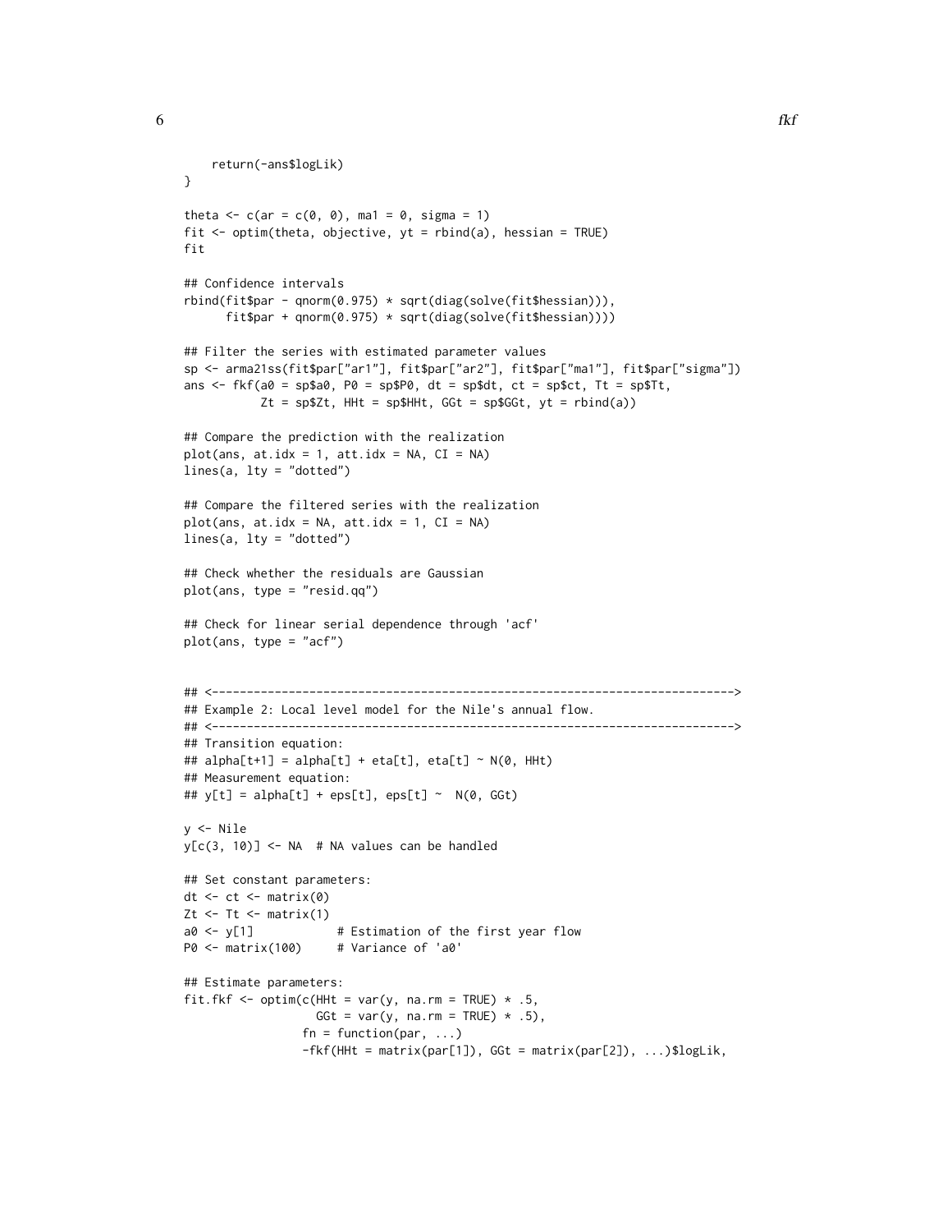```
    return(-ans$logLik)
}

theta <- c(ar = c(0, 0), ma1 = 0, sigma = 1)
fit <- optim(theta, objective, yt = rbind(a), hessian = TRUE)
fit

## Confidence intervals
rbind(fit$par - qnorm(0.975) * sqrt(diag(solve(fit$hessian))),
      fit$par + qnorm(0.975) * sqrt(diag(solve(fit$hessian))))

## Filter the series with estimated parameter values
sp <- arma21ss(fit$par["ar1"], fit$par["ar2"], fit$par["ma1"], fit$par["sigma"])
ans <- fkf(a0 = sp$a0, P0 = sp$P0, dt = sp$dt, ct = sp$ct, Tt = sp$Tt,
           Zt = sp$Zt, HHt = sp$HHt, GGt = sp$GGt, yt = rbind(a))

## Compare the prediction with the realization
plot(ans, at.idx = 1, att.idx = NA, CI = NA)
lines(a, lty = "dotted")

## Compare the filtered series with the realization
plot(ans, at.idx = NA, att.idx = 1, CI = NA)
lines(a, lty = "dotted")

## Check whether the residuals are Gaussian
plot(ans, type = "resid.qq")

## Check for linear serial dependence through 'acf'
plot(ans, type = "acf")


## <-------------------------------------------------------------------------->
## Example 2: Local level model for the Nile's annual flow.
## <-------------------------------------------------------------------------->
## Transition equation:
## alpha[t+1] = alpha[t] + eta[t], eta[t] ~ N(0, HHt)
## Measurement equation:
## y[t] = alpha[t] + eps[t], eps[t] ~  N(0, GGt)

y <- Nile
y[c(3, 10)] <- NA  # NA values can be handled

## Set constant parameters:
dt <- ct <- matrix(0)
Zt <- Tt <- matrix(1)
a0 <- y[1]            # Estimation of the first year flow
P0 <- matrix(100)     # Variance of 'a0'

## Estimate parameters:
fit.fkf <- optim(c(HHt = var(y, na.rm = TRUE) * .5,
                   GGt = var(y, na.rm = TRUE) * .5),
                 fn = function(par, ...)
                 -fkf(HHt = matrix(par[1]), GGt = matrix(par[2]), ...)$logLik,
```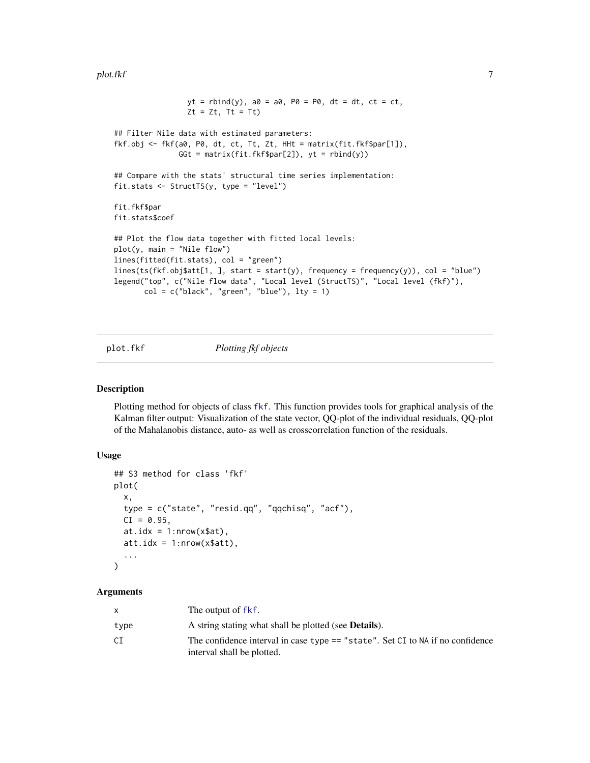```
                 yt = rbind(y), a0 = a0, P0 = P0, dt = dt, ct = ct,
                 Zt = Zt, Tt = Tt)

## Filter Nile data with estimated parameters:
fkf.obj <- fkf(a0, P0, dt, ct, Tt, Zt, HHt = matrix(fit.fkf$par[1]),
               GGt = matrix(fit.fkf$par[2]), yt = rbind(y))

## Compare with the stats' structural time series implementation:
fit.stats <- StructTS(y, type = "level")

fit.fkf$par
fit.stats$coef

## Plot the flow data together with fitted local levels:
plot(y, main = "Nile flow")
lines(fitted(fit.stats), col = "green")
lines(ts(fkf.obj$att[1, ], start = start(y), frequency = frequency(y)), col = "blue")
legend("top", c("Nile flow data", "Local level (StructTS)", "Local level (fkf)"),
       col = c("black", "green", "blue"), lty = 1)
```

## plot.fkf *Plotting fkf objects*

### Description

Plotting method for objects of class fkf. This function provides tools for graphical analysis of the Kalman filter output: Visualization of the state vector, QQ-plot of the individual residuals, QQ-plot of the Mahalanobis distance, auto- as well as crosscorrelation function of the residuals.

### Usage

```
## S3 method for class 'fkf'
plot(
  x,
  type = c("state", "resid.qq", "qqchisq", "acf"),
  CI = 0.95,
  at.idx = 1:nrow(x$at),
  att.idx = 1:nrow(x$att),
  ...
)
```

### Arguments

| | |
|---|---|
| x | The output of fkf. |
| type | A string stating what shall be plotted (see **Details**). |
| CI | The confidence interval in case type == "state". Set CI to NA if no confidence interval shall be plotted. |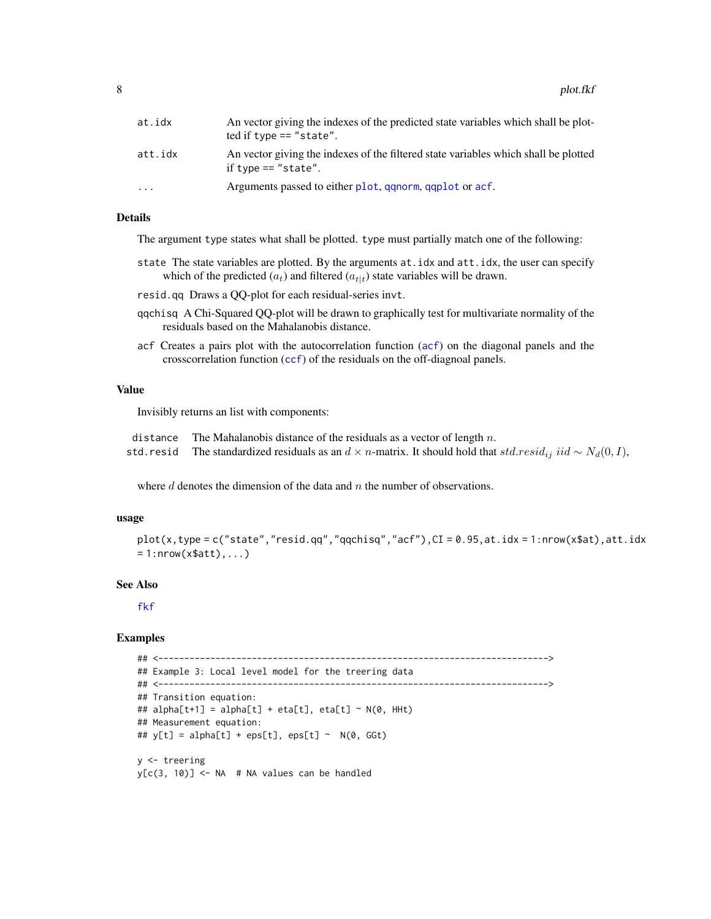| | |
|---|---|
| at.idx | An vector giving the indexes of the predicted state variables which shall be plotted if type == "state". |
| att.idx | An vector giving the indexes of the filtered state variables which shall be plotted if type == "state". |
| ... | Arguments passed to either plot, qqnorm, qqplot or acf. |

### Details

The argument type states what shall be plotted. type must partially match one of the following:

- **state** The state variables are plotted. By the arguments at.idx and att.idx, the user can specify which of the predicted ($a_t$) and filtered ($a_{t|t}$) state variables will be drawn.
- **resid.qq** Draws a QQ-plot for each residual-series invt.
- **qqchisq** A Chi-Squared QQ-plot will be drawn to graphically test for multivariate normality of the residuals based on the Mahalanobis distance.
- **acf** Creates a pairs plot with the autocorrelation function (acf) on the diagonal panels and the crosscorrelation function (ccf) of the residuals on the off-diagnoal panels.

### Value

Invisibly returns an list with components:

| | |
|---|---|
| distance | The Mahalanobis distance of the residuals as a vector of length $n$. |
| std.resid | The standardized residuals as an $d \times n$-matrix. It should hold that $std.resid_{ij} \; iid \sim N_d(0, I)$, |

where $d$ denotes the dimension of the data and $n$ the number of observations.

### usage

```
plot(x,type = c("state","resid.qq","qqchisq","acf"),CI = 0.95,at.idx = 1:nrow(x$at),att.idx
= 1:nrow(x$att),...)
```

### See Also

fkf

### Examples

```
## <--------------------------------------------------------------------------->
## Example 3: Local level model for the treering data
## <--------------------------------------------------------------------------->
## Transition equation:
## alpha[t+1] = alpha[t] + eta[t], eta[t] ~ N(0, HHt)
## Measurement equation:
## y[t] = alpha[t] + eps[t], eps[t] ~  N(0, GGt)

y <- treering
y[c(3, 10)] <- NA  # NA values can be handled
```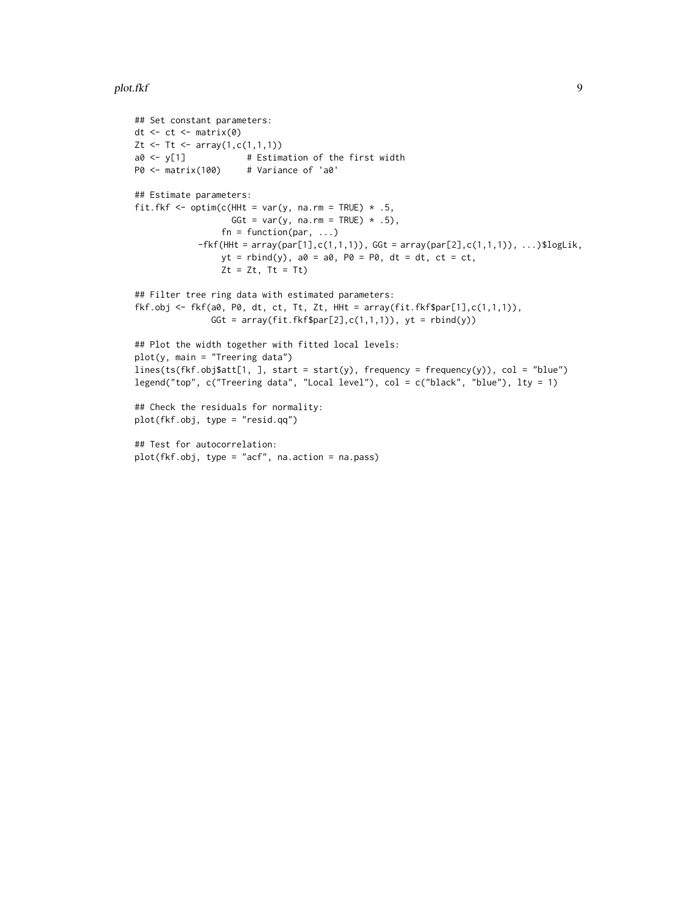```
## Set constant parameters:
dt <- ct <- matrix(0)
Zt <- Tt <- array(1,c(1,1,1))
a0 <- y[1]            # Estimation of the first width
P0 <- matrix(100)     # Variance of 'a0'

## Estimate parameters:
fit.fkf <- optim(c(HHt = var(y, na.rm = TRUE) * .5,
                   GGt = var(y, na.rm = TRUE) * .5),
                 fn = function(par, ...)
             -fkf(HHt = array(par[1],c(1,1,1)), GGt = array(par[2],c(1,1,1)), ...)$logLik,
                 yt = rbind(y), a0 = a0, P0 = P0, dt = dt, ct = ct,
                 Zt = Zt, Tt = Tt)

## Filter tree ring data with estimated parameters:
fkf.obj <- fkf(a0, P0, dt, ct, Tt, Zt, HHt = array(fit.fkf$par[1],c(1,1,1)),
               GGt = array(fit.fkf$par[2],c(1,1,1)), yt = rbind(y))

## Plot the width together with fitted local levels:
plot(y, main = "Treering data")
lines(ts(fkf.obj$att[1, ], start = start(y), frequency = frequency(y)), col = "blue")
legend("top", c("Treering data", "Local level"), col = c("black", "blue"), lty = 1)

## Check the residuals for normality:
plot(fkf.obj, type = "resid.qq")

## Test for autocorrelation:
plot(fkf.obj, type = "acf", na.action = na.pass)
```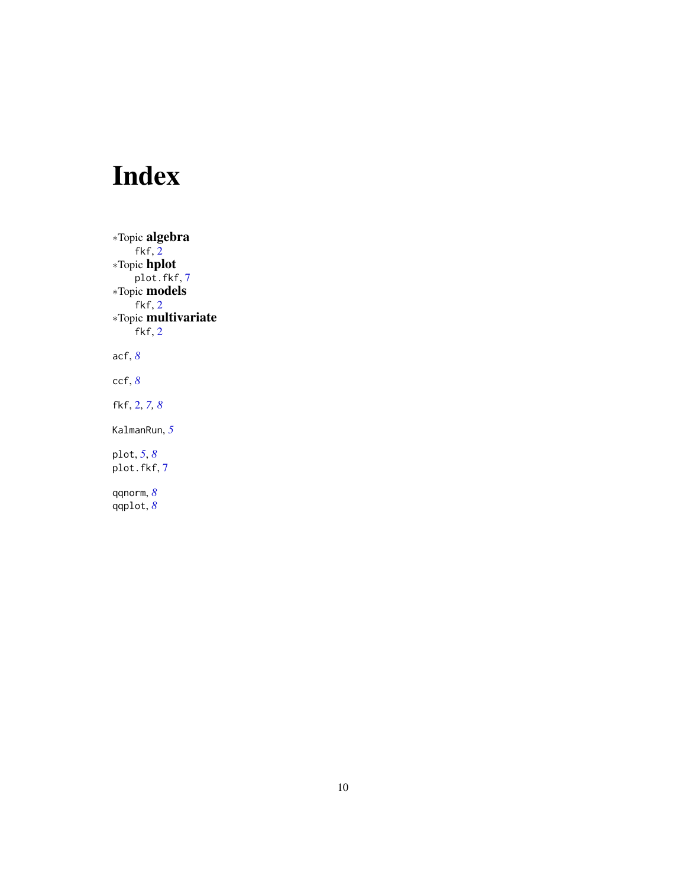# Index

*Topic **algebra**
    fkf, 2
*Topic **hplot**
    plot.fkf, 7
*Topic **models**
    fkf, 2
*Topic **multivariate**
    fkf, 2

acf, *8*

ccf, *8*

fkf, 2, *7, 8*

KalmanRun, *5*

plot, *5*, *8*
plot.fkf, 7

qqnorm, *8*
qqplot, *8*